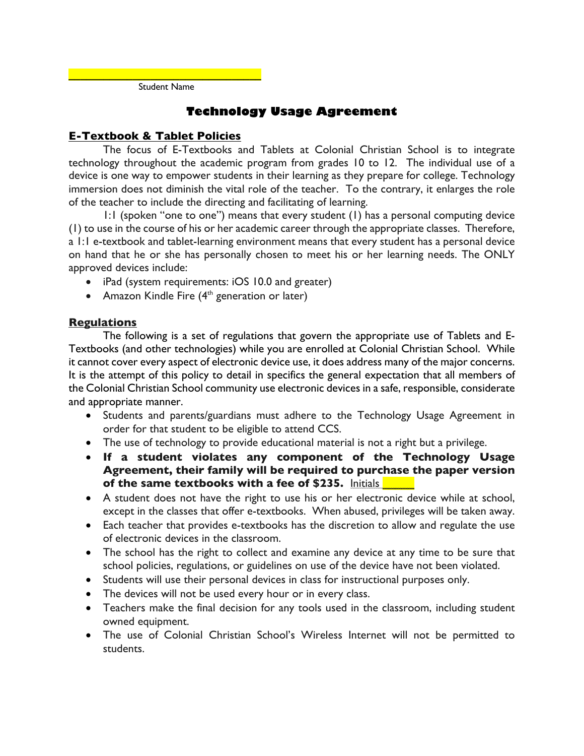\_\_\_\_\_\_\_\_\_\_\_\_\_\_\_\_\_\_\_\_\_\_\_\_\_\_\_\_\_\_\_\_

Student Name

# Technology Usage Agreement

## E-Textbook & Tablet Policies

The focus of E-Textbooks and Tablets at Colonial Christian School is to integrate technology throughout the academic program from grades 10 to 12. The individual use of a device is one way to empower students in their learning as they prepare for college. Technology immersion does not diminish the vital role of the teacher. To the contrary, it enlarges the role of the teacher to include the directing and facilitating of learning.

1:1 (spoken "one to one") means that every student (1) has a personal computing device (1) to use in the course of his or her academic career through the appropriate classes. Therefore, a 1:1 e-textbook and tablet-learning environment means that every student has a personal device on hand that he or she has personally chosen to meet his or her learning needs. The ONLY approved devices include:

- iPad (system requirements: iOS 10.0 and greater)
- Amazon Kindle Fire (4th generation or later)

## Regulations

The following is a set of regulations that govern the appropriate use of Tablets and E-Textbooks (and other technologies) while you are enrolled at Colonial Christian School. While it cannot cover every aspect of electronic device use, it does address many of the major concerns. It is the attempt of this policy to detail in specifics the general expectation that all members of the Colonial Christian School community use electronic devices in a safe, responsible, considerate and appropriate manner.

- Students and parents/guardians must adhere to the Technology Usage Agreement in order for that student to be eligible to attend CCS.
- The use of technology to provide educational material is not a right but a privilege.
- **If a student violates any component of the Technology Usage Agreement, their family will be required to purchase the paper version of the same textbooks with a fee of $235.** Initials \_\_\_\_\_\_
- A student does not have the right to use his or her electronic device while at school, except in the classes that offer e-textbooks. When abused, privileges will be taken away.
- Each teacher that provides e-textbooks has the discretion to allow and regulate the use of electronic devices in the classroom.
- The school has the right to collect and examine any device at any time to be sure that school policies, regulations, or guidelines on use of the device have not been violated.
- Students will use their personal devices in class for instructional purposes only.
- The devices will not be used every hour or in every class.
- Teachers make the final decision for any tools used in the classroom, including student owned equipment.
- The use of Colonial Christian School's Wireless Internet will not be permitted to students.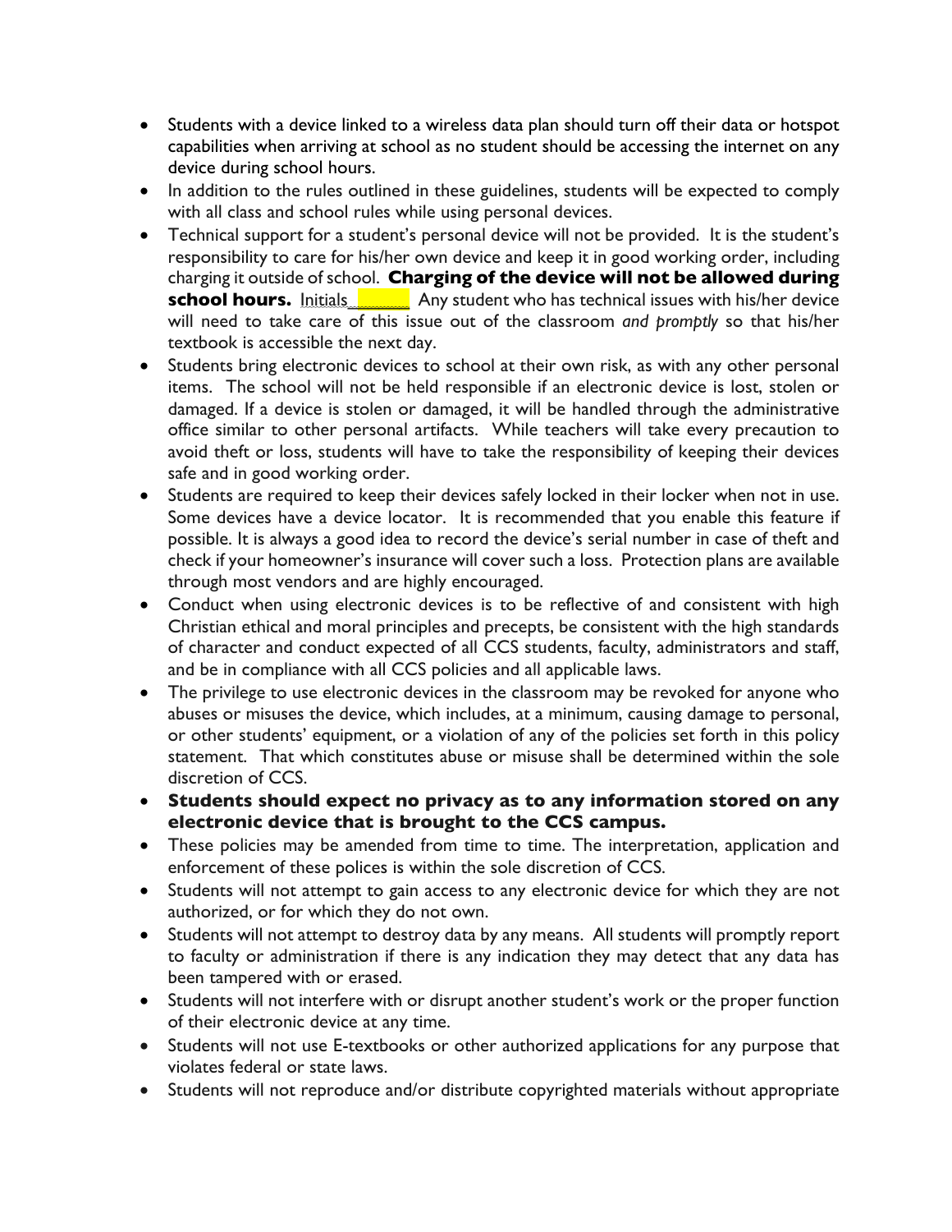- Students with a device linked to a wireless data plan should turn off their data or hotspot capabilities when arriving at school as no student should be accessing the internet on any device during school hours.
- In addition to the rules outlined in these guidelines, students will be expected to comply with all class and school rules while using personal devices.
- Technical support for a student's personal device will not be provided. It is the student's responsibility to care for his/her own device and keep it in good working order, including charging it outside of school. **Charging of the device will not be allowed during school hours.** Initials______ Any student who has technical issues with his/her device will need to take care of this issue out of the classroom *and promptly* so that his/her textbook is accessible the next day.
- Students bring electronic devices to school at their own risk, as with any other personal items. The school will not be held responsible if an electronic device is lost, stolen or damaged. If a device is stolen or damaged, it will be handled through the administrative office similar to other personal artifacts. While teachers will take every precaution to avoid theft or loss, students will have to take the responsibility of keeping their devices safe and in good working order.
- Students are required to keep their devices safely locked in their locker when not in use. Some devices have a device locator. It is recommended that you enable this feature if possible. It is always a good idea to record the device's serial number in case of theft and check if your homeowner's insurance will cover such a loss. Protection plans are available through most vendors and are highly encouraged.
- Conduct when using electronic devices is to be reflective of and consistent with high Christian ethical and moral principles and precepts, be consistent with the high standards of character and conduct expected of all CCS students, faculty, administrators and staff, and be in compliance with all CCS policies and all applicable laws.
- The privilege to use electronic devices in the classroom may be revoked for anyone who abuses or misuses the device, which includes, at a minimum, causing damage to personal, or other students' equipment, or a violation of any of the policies set forth in this policy statement. That which constitutes abuse or misuse shall be determined within the sole discretion of CCS.
- **Students should expect no privacy as to any information stored on any electronic device that is brought to the CCS campus.**
- These policies may be amended from time to time. The interpretation, application and enforcement of these polices is within the sole discretion of CCS.
- Students will not attempt to gain access to any electronic device for which they are not authorized, or for which they do not own.
- Students will not attempt to destroy data by any means. All students will promptly report to faculty or administration if there is any indication they may detect that any data has been tampered with or erased.
- Students will not interfere with or disrupt another student's work or the proper function of their electronic device at any time.
- Students will not use E-textbooks or other authorized applications for any purpose that violates federal or state laws.
- Students will not reproduce and/or distribute copyrighted materials without appropriate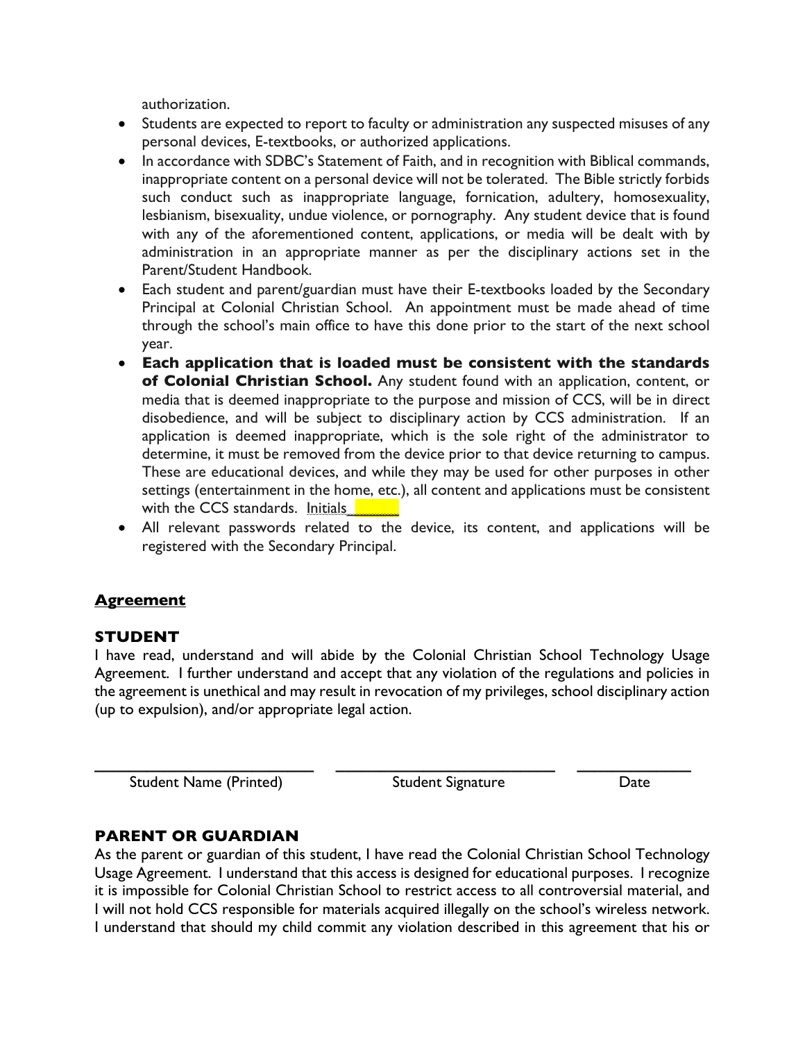authorization.

- Students are expected to report to faculty or administration any suspected misuses of any personal devices, E-textbooks, or authorized applications.
- In accordance with SDBC's Statement of Faith, and in recognition with Biblical commands, inappropriate content on a personal device will not be tolerated. The Bible strictly forbids such conduct such as inappropriate language, fornication, adultery, homosexuality, lesbianism, bisexuality, undue violence, or pornography. Any student device that is found with any of the aforementioned content, applications, or media will be dealt with by administration in an appropriate manner as per the disciplinary actions set in the Parent/Student Handbook.
- Each student and parent/guardian must have their E-textbooks loaded by the Secondary Principal at Colonial Christian School. An appointment must be made ahead of time through the school's main office to have this done prior to the start of the next school year.
- **Each application that is loaded must be consistent with the standards of Colonial Christian School.** Any student found with an application, content, or media that is deemed inappropriate to the purpose and mission of CCS, will be in direct disobedience, and will be subject to disciplinary action by CCS administration. If an application is deemed inappropriate, which is the sole right of the administrator to determine, it must be removed from the device prior to that device returning to campus. These are educational devices, and while they may be used for other purposes in other settings (entertainment in the home, etc.), all content and applications must be consistent with the CCS standards. Initials_______
- All relevant passwords related to the device, its content, and applications will be registered with the Secondary Principal.

## Agreement

### STUDENT

I have read, understand and will abide by the Colonial Christian School Technology Usage Agreement. I further understand and accept that any violation of the regulations and policies in the agreement is unethical and may result in revocation of my privileges, school disciplinary action (up to expulsion), and/or appropriate legal action.

| ______________________ | ______________________ | ____________ |
| --- | --- | --- |
| Student Name (Printed) | Student Signature | Date |

### PARENT OR GUARDIAN

As the parent or guardian of this student, I have read the Colonial Christian School Technology Usage Agreement. I understand that this access is designed for educational purposes. I recognize it is impossible for Colonial Christian School to restrict access to all controversial material, and I will not hold CCS responsible for materials acquired illegally on the school's wireless network. I understand that should my child commit any violation described in this agreement that his or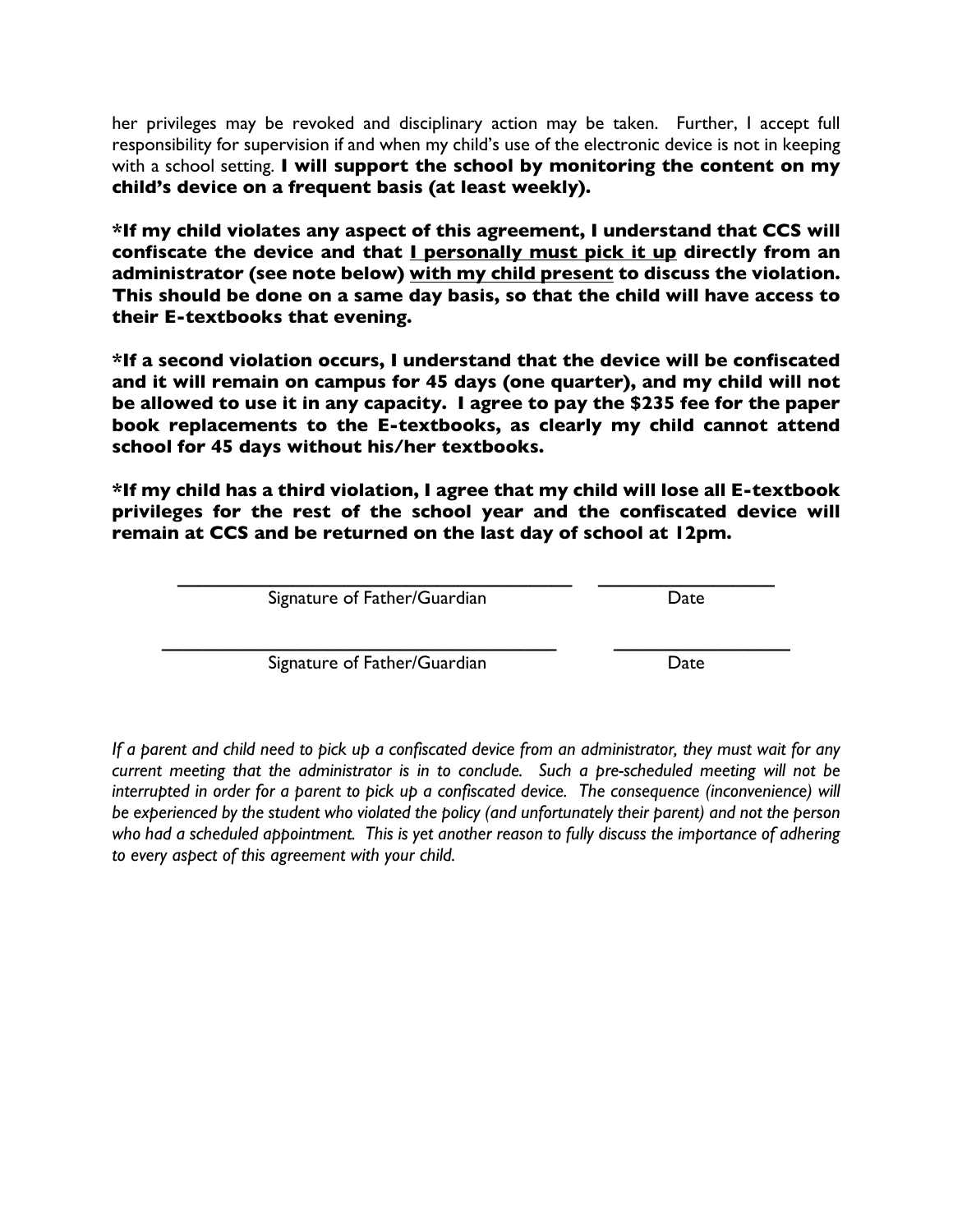her privileges may be revoked and disciplinary action may be taken. Further, I accept full responsibility for supervision if and when my child's use of the electronic device is not in keeping with a school setting. **I will support the school by monitoring the content on my child's device on a frequent basis (at least weekly).**

**\*If my child violates any aspect of this agreement, I understand that CCS will confiscate the device and that <u>I personally must pick it up</u> directly from an administrator (see note below) <u>with my child present</u> to discuss the violation. This should be done on a same day basis, so that the child will have access to their E-textbooks that evening.**

**\*If a second violation occurs, I understand that the device will be confiscated and it will remain on campus for 45 days (one quarter), and my child will not be allowed to use it in any capacity. I agree to pay the $235 fee for the paper book replacements to the E-textbooks, as clearly my child cannot attend school for 45 days without his/her textbooks.**

**\*If my child has a third violation, I agree that my child will lose all E-textbook privileges for the rest of the school year and the confiscated device will remain at CCS and be returned on the last day of school at 12pm.**

\_\_\_\_\_\_\_\_\_\_\_\_\_\_\_\_\_\_\_\_\_\_\_\_\_\_\_\_\_\_\_\_\_\_\_\_\_\_\_\_ \_\_\_\_\_\_\_\_\_\_\_\_\_\_\_\_\_\_
Signature of Father/Guardian Date

\_\_\_\_\_\_\_\_\_\_\_\_\_\_\_\_\_\_\_\_\_\_\_\_\_\_\_\_\_\_\_\_\_\_\_\_\_\_\_\_ \_\_\_\_\_\_\_\_\_\_\_\_\_\_\_\_\_\_
Signature of Father/Guardian Date

*If a parent and child need to pick up a confiscated device from an administrator, they must wait for any current meeting that the administrator is in to conclude. Such a pre-scheduled meeting will not be interrupted in order for a parent to pick up a confiscated device. The consequence (inconvenience) will be experienced by the student who violated the policy (and unfortunately their parent) and not the person who had a scheduled appointment. This is yet another reason to fully discuss the importance of adhering to every aspect of this agreement with your child.*